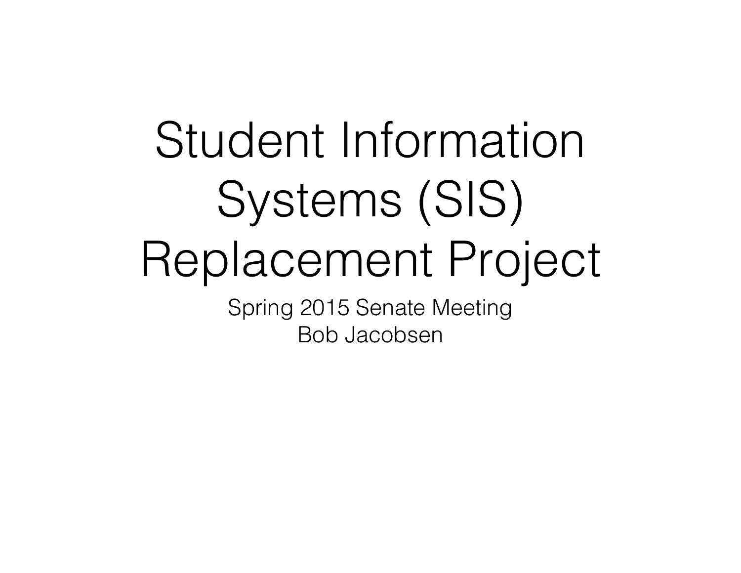# Student Information Systems (SIS) Replacement Project

Spring 2015 Senate Meeting

Bob Jacobsen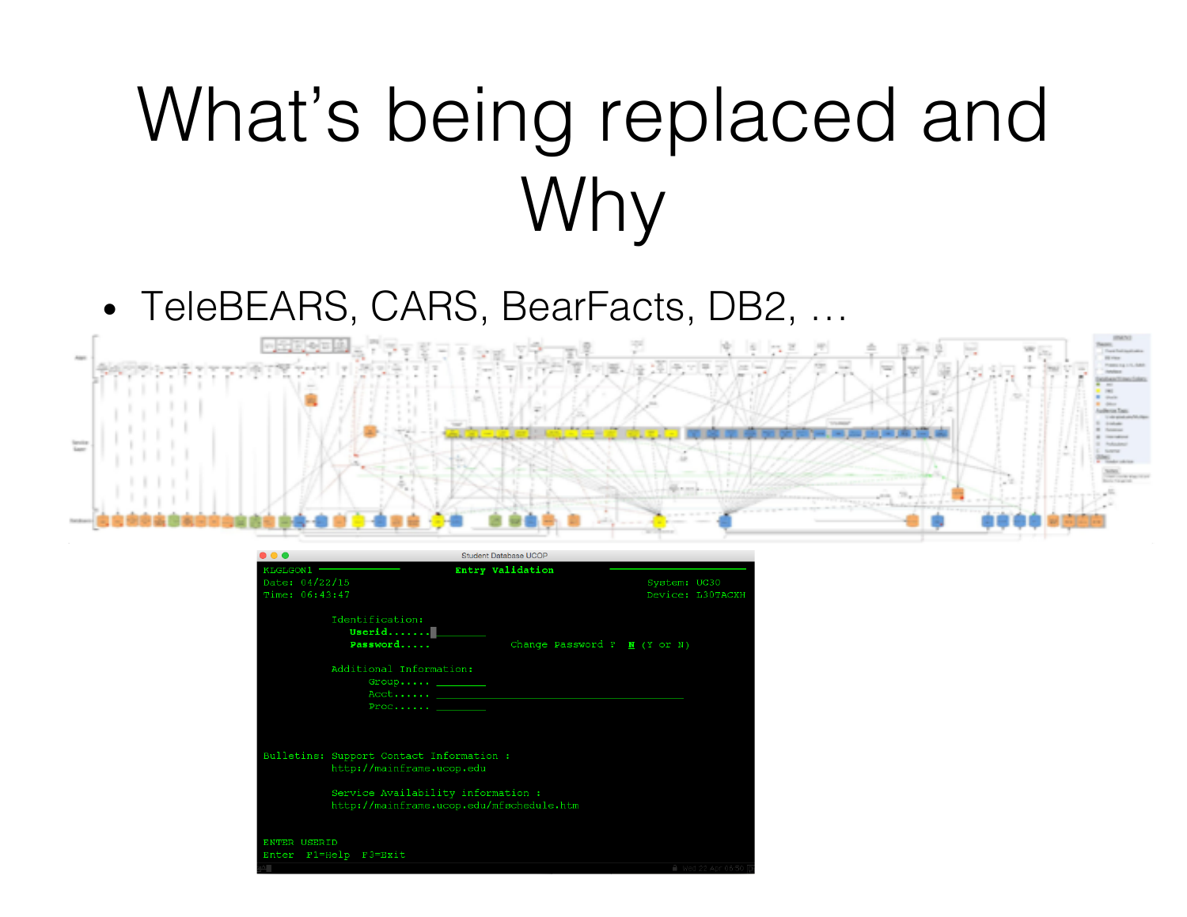# What's being replaced and Why

- TeleBEARS, CARS, BearFacts, DB2, …

```
Student Database UCOP
KLGLGON1 ___________        Entry Validation        ____________________
Date: 04/22/15                                          System: UC30
Time: 06:43:47                                          Device: L30TACXH

          Identification:
             Userid......._________
             Password.....                    Change Password ? N (Y or N)

          Additional Information:
                Group..... ________
                Acct...... ______________________________________
                Proc...... ________

Bulletins: Support Contact Information :
           http://mainframe.ucop.edu

           Service Availability information :
           http://mainframe.ucop.edu/mfschedule.htm

ENTER USERID
Enter  F1=Help  F3=Exit
```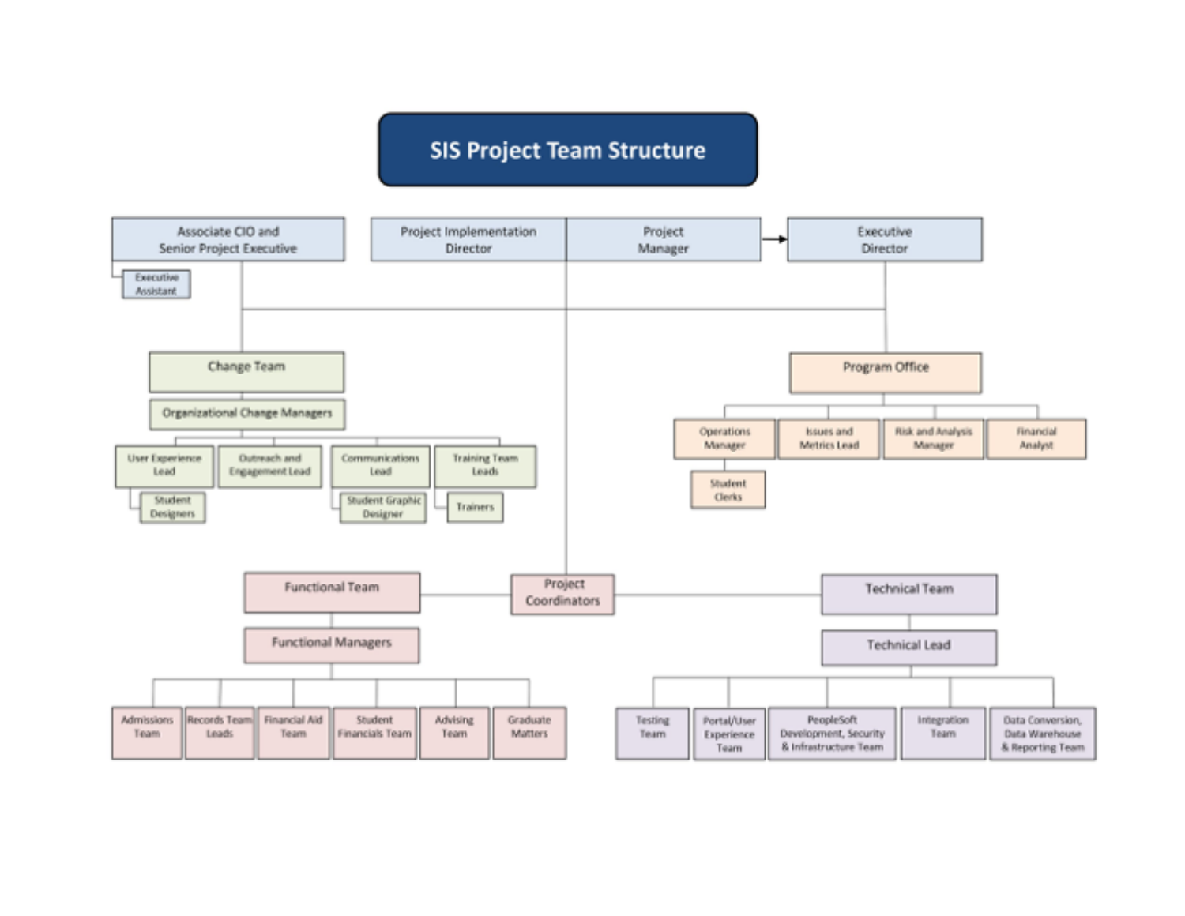# SIS Project Team Structure

- Associate CIO and Senior Project Executive
  - Executive Assistant
- Project Implementation Director
- Project Manager
- Executive Director

**Change Team**

- Organizational Change Managers
  - User Experience Lead
    - Student Designers
  - Outreach and Engagement Lead
  - Communications Lead
    - Student Graphic Designer
  - Training Team Leads
    - Trainers

**Program Office**

- Operations Manager
  - Student Clerks
- Issues and Metrics Lead
- Risk and Analysis Manager
- Financial Analyst

**Project Coordinators**

**Functional Team**

- Functional Managers
  - Admissions Team
  - Records Team Leads
  - Financial Aid Team
  - Student Financials Team
  - Advising Team
  - Graduate Matters

**Technical Team**

- Technical Lead
  - Testing Team
  - Portal/User Experience Team
  - PeopleSoft Development, Security & Infrastructure Team
  - Integration Team
  - Data Conversion, Data Warehouse & Reporting Team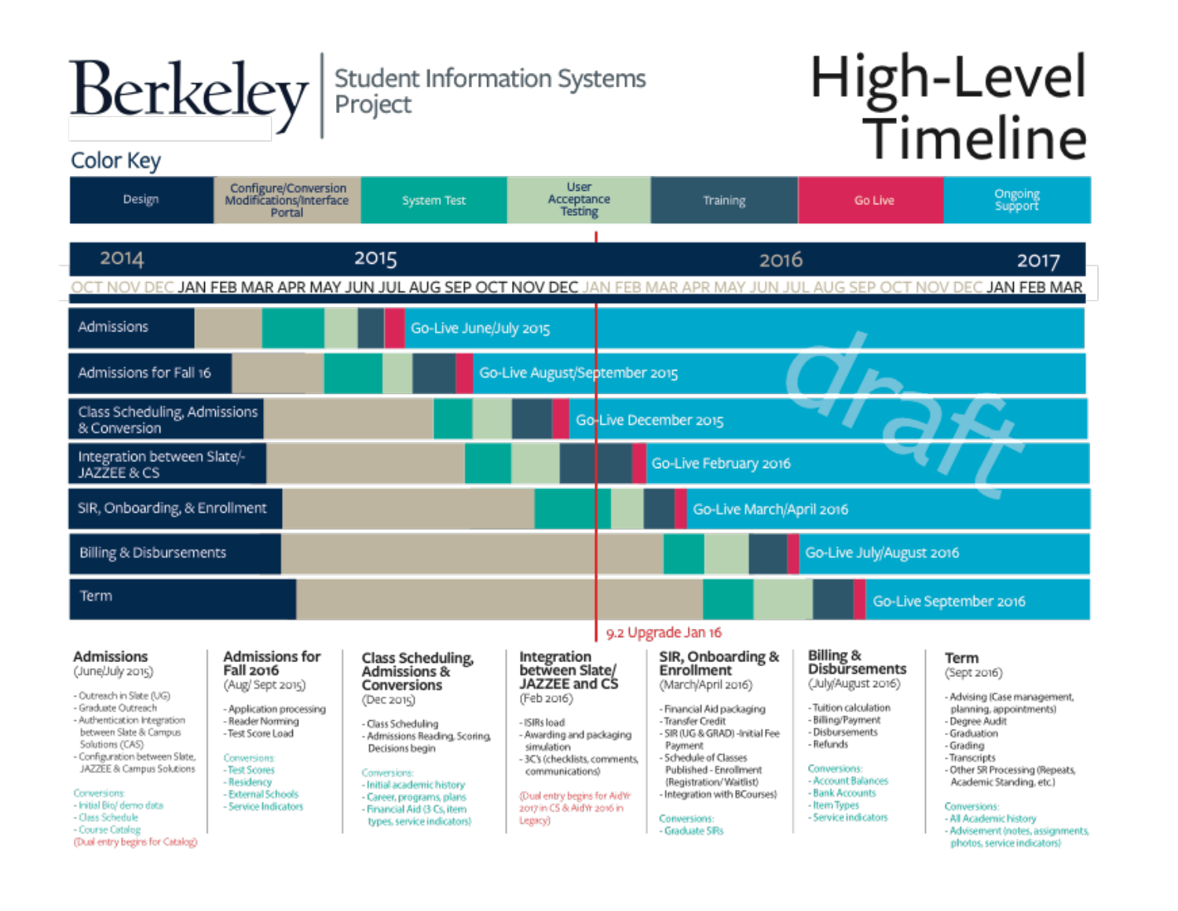# Berkeley | Student Information Systems Project

# High-Level Timeline

## Color Key

| Design | Configure/Conversion Modifications/Interface Portal | System Test | User Acceptance Testing | Training | Go Live | Ongoing Support |
|---|---|---|---|---|---|---|

2014 — 2015 — 2016 — 2017

OCT NOV DEC JAN FEB MAR APR MAY JUN JUL AUG SEP OCT NOV DEC JAN FEB MAR APR MAY JUN JUL AUG SEP OCT NOV DEC JAN FEB MAR

| Track | Go-Live |
|---|---|
| Admissions | Go-Live June/July 2015 |
| Admissions for Fall 16 | Go-Live August/September 2015 |
| Class Scheduling, Admissions & Conversion | Go-Live December 2015 |
| Integration between Slate/-JAZZEE & CS | Go-Live February 2016 |
| SIR, Onboarding, & Enrollment | Go-Live March/April 2016 |
| Billing & Disbursements | Go-Live July/August 2016 |
| Term | Go-Live September 2016 |

9.2 Upgrade Jan 16

draft

### Admissions
(June/July 2015)

- Outreach in Slate (UG)
- Graduate Outreach
- Authentication Integration between Slate & Campus Solutions (CAS)
- Configuration between Slate, JAZZEE & Campus Solutions

Conversions:
- Initial Bio/ demo data
- Class Schedule
- Course Catalog

(Dual entry begins for Catalog)

### Admissions for Fall 2016
(Aug/ Sept 2015)

- Application processing
- Reader Norming
- Test Score Load

Conversions:
- Test Scores
- Residency
- External Schools
- Service Indicators

### Class Scheduling, Admissions & Conversions
(Dec 2015)

- Class Scheduling
- Admissions Reading, Scoring, Decisions begin

Conversions:
- Initial academic history
- Career, programs, plans
- Financial Aid (3 Cs, item types, service indicators)

### Integration between Slate/ JAZZEE and CS
(Feb 2016)

- ISIRs load
- Awarding and packaging simulation
- 3C's (checklists, comments, communications)

(Dual entry begins for AidYr 2017 in CS & AidYr 2016 in Legacy)

### SIR, Onboarding & Enrollment
(March/April 2016)

- Financial Aid packaging
- Transfer Credit
- SIR (UG & GRAD) -Initial Fee Payment
- Schedule of Classes Published - Enrollment (Registration/ Waitlist)
- Integration with BCourses)

Conversions:
- Graduate SIRs

### Billing & Disbursements
(July/August 2016)

- Tuition calculation
- Billing/Payment
- Disbursements
- Refunds

Conversions:
- Account Balances
- Bank Accounts
- Item Types
- Service indicators

### Term
(Sept 2016)

- Advising (Case management, planning, appointments)
- Degree Audit
- Graduation
- Grading
- Transcripts
- Other SR Processing (Repeats, Academic Standing, etc.)

Conversions:
- All Academic history
- Advisement (notes, assignments, photos, service indicators)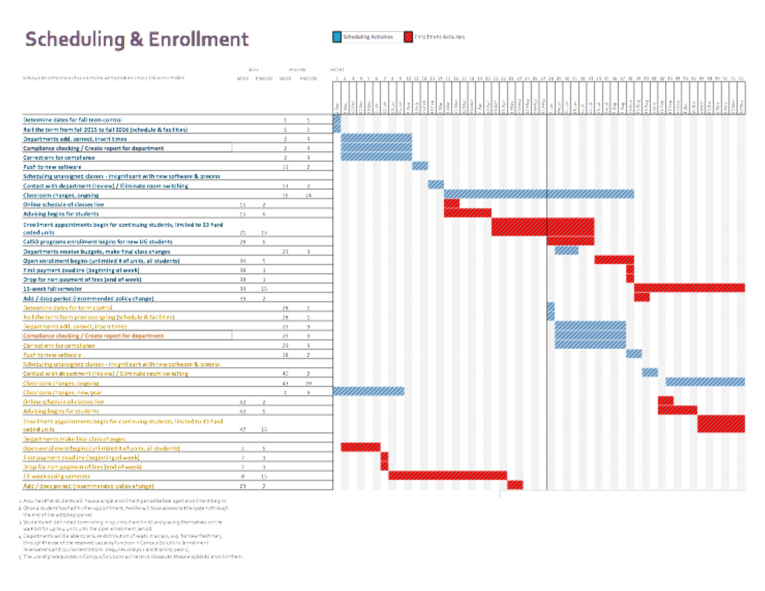# Scheduling & Enrollment

Legend: Scheduling Activities | Enrollment Activities

Side by side comparison chart timeline with possible Campus Solutions timeline

| Activity | Avail Week | Avail Weeks | Possible Week | Possible Weeks |
|---|---|---|---|---|
| Determine dates for fall term control | | | 1 | 1 |
| Roll the term from fall 2015 to fall 2016 (schedule & facilities) | | | 1 | 1 |
| Departments add, correct, insert times | | | 2 | 9 |
| Compliance checking / Create report for department | | | 2 | 9 |
| Corrections for compliance | | | 2 | 9 |
| Push to new software | | | 11 | 2 |
| Scheduling unassigned classes - insignificant with new software & process | | | | |
| Contact with department (review) / Eliminate room switching | | | 13 | 2 |
| Classroom changes, ongoing | | | 15 | 24 |
| Online schedule of classes live | 15 | 2 | | |
| Advising begins for students | 15 | 6 | | |
| Enrollment appointments begin for continuing students, limited to 13 hard coded units | 21 | 13 | | |
| CalSO programs enrollment begins for new UG students | 28 | 6 | | |
| Departments receive budgets, make final class changes | | | 29 | 3 |
| Open enrollment begins (unlimited # of units, all students) | 34 | 5 | | |
| First payment deadline (beginning of week) | 38 | 1 | | |
| Drop for non-payment of fees (end of week) | 38 | 1 | | |
| 15-week fall semester | 39 | 15 | | |
| Add / drop period (recommended policy change) | 39 | 2 | | |
| Determine dates for term control | | | 28 | 1 |
| Roll the term from previous spring (schedule & facilities) | | | 28 | 1 |
| Departments add, correct, insert times | | | 29 | 9 |
| Compliance checking / Create report for department | | | 29 | 9 |
| Corrections for compliance | | | 29 | 9 |
| Push to new software | | | 38 | 2 |
| Scheduling unassigned classes - insignificant with new software & process | | | | |
| Contact with department (review) / Eliminate room switching | | | 40 | 2 |
| Classroom changes, ongoing | | | 43 | 10 |
| Classroom changes, new year | | | 1 | 9 |
| Online schedule of classes live | 42 | 2 | | |
| Advising begins for students | 42 | 5 | | |
| Enrollment appointments begin for continuing students, limited to 13 hard coded units | 47 | 13 | | |
| Departments make final class changes | | | | |
| Open enrollment begins (unlimited # of units, all students) | 2 | 5 | | |
| First payment deadline (beginning of week) | 7 | 1 | | |
| Drop for non-payment of fees (end of week) | 7 | 1 | | |
| 15-week spring semester | 8 | 15 | | |
| Add / drop period (recommended policy change) | 23 | 2 | | |

1. Assumes that students will have a single enrollment period before open enrollment begins.
2. Once a student has had their appointment, he/she will have access to the system through the end of the add/drop period.
3. Students will be limited to enrolling in 13 units (hard limit) and placing themselves on the wait list for up to 4 units until the open enrollment period.
4. Departments will be able to ensure distribution of seats in a class, e.g. for new freshmen, through the use of the reserved capacity function in Campus Solutions (enrollment reservations and course restrictions) (requires analysis and training year 1).
5. The use of prerequisites in Campus Solutions will restrict classes to those eligible to enroll in them.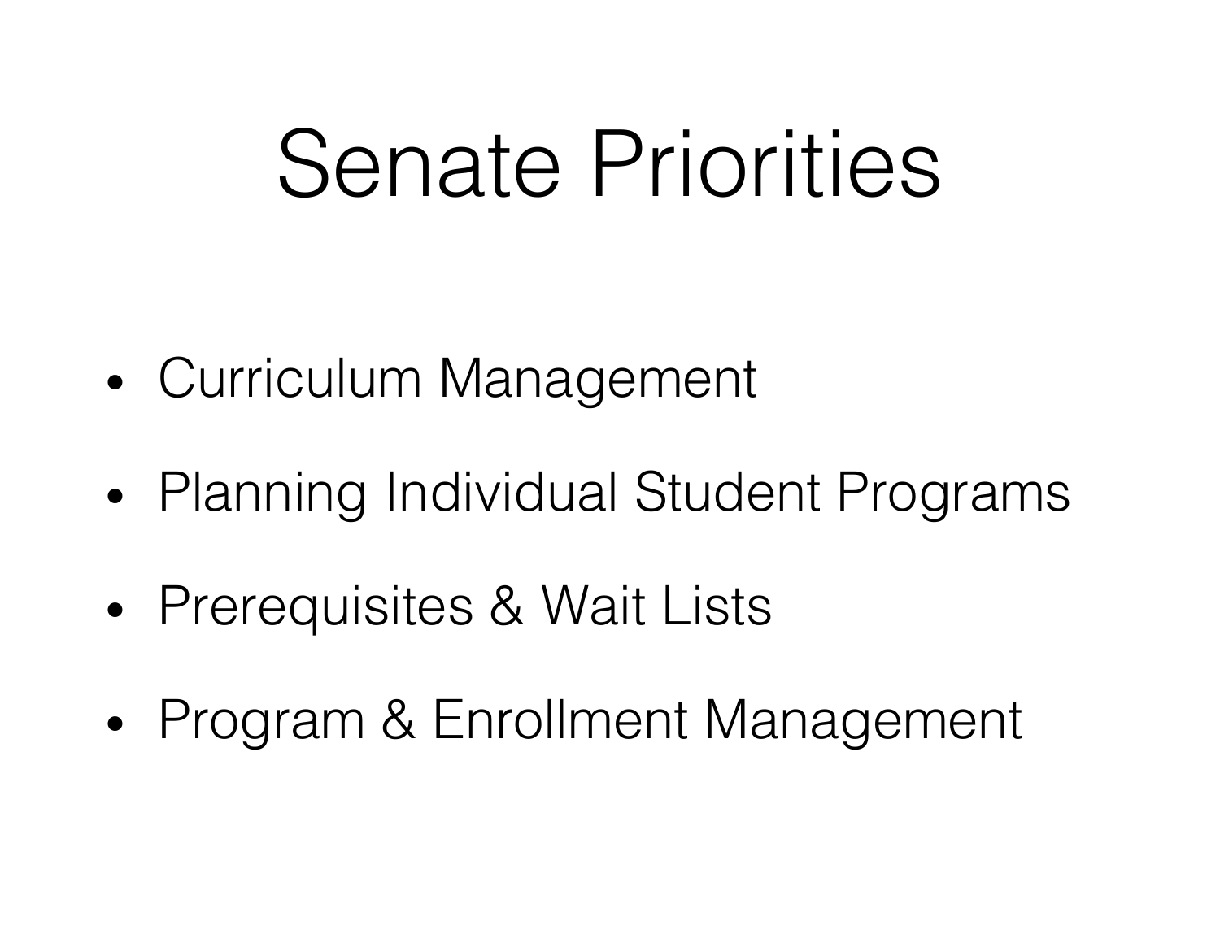# Senate Priorities

- Curriculum Management
- Planning Individual Student Programs
- Prerequisites & Wait Lists
- Program & Enrollment Management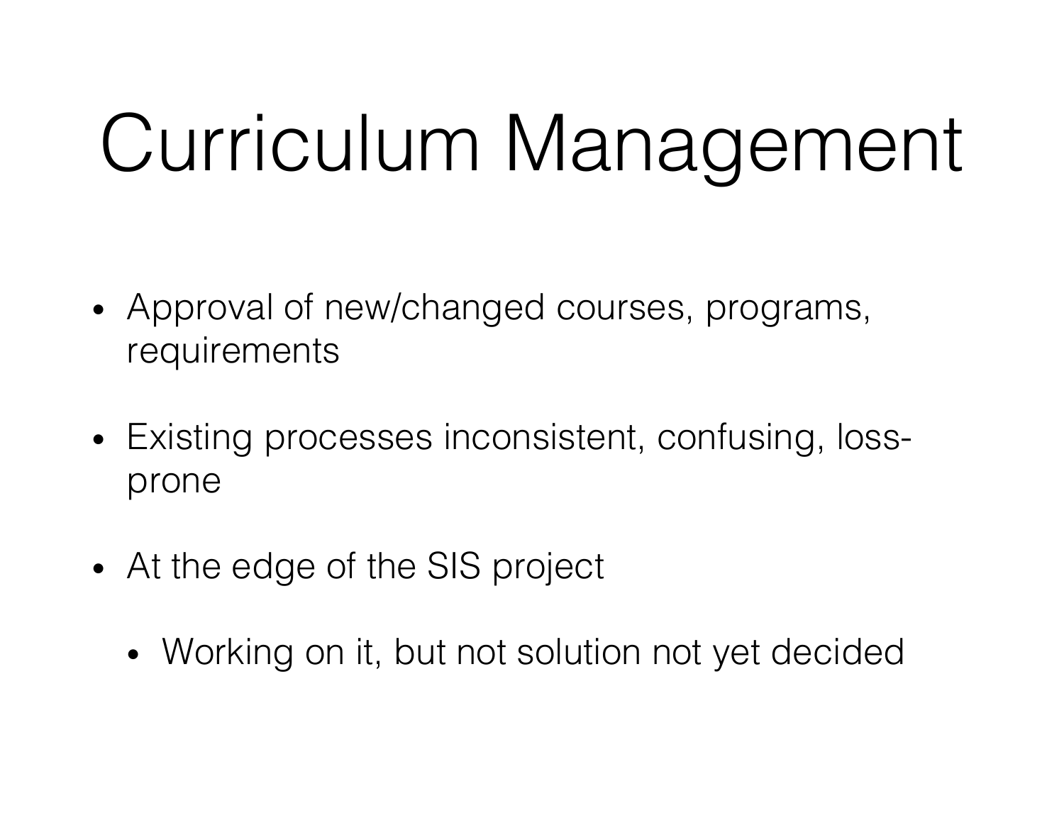# Curriculum Management

- Approval of new/changed courses, programs, requirements
- Existing processes inconsistent, confusing, loss-prone
- At the edge of the SIS project
  - Working on it, but not solution not yet decided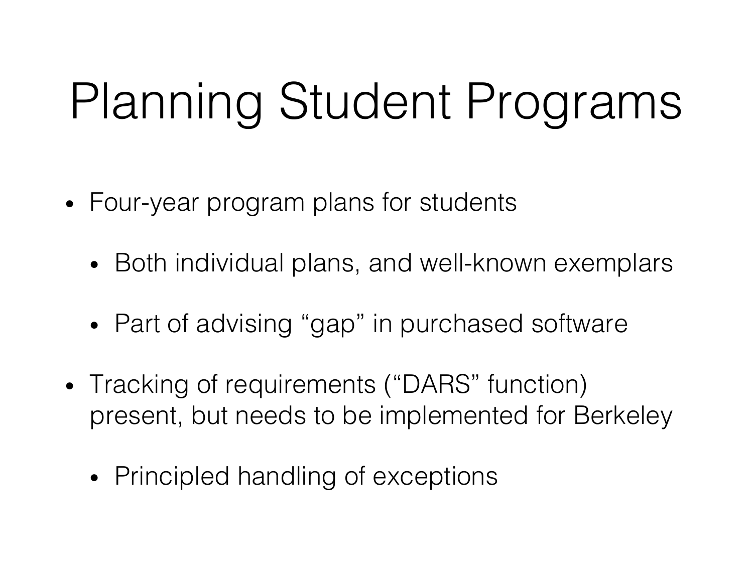# Planning Student Programs

- Four-year program plans for students
  - Both individual plans, and well-known exemplars
  - Part of advising "gap" in purchased software
- Tracking of requirements ("DARS" function) present, but needs to be implemented for Berkeley
  - Principled handling of exceptions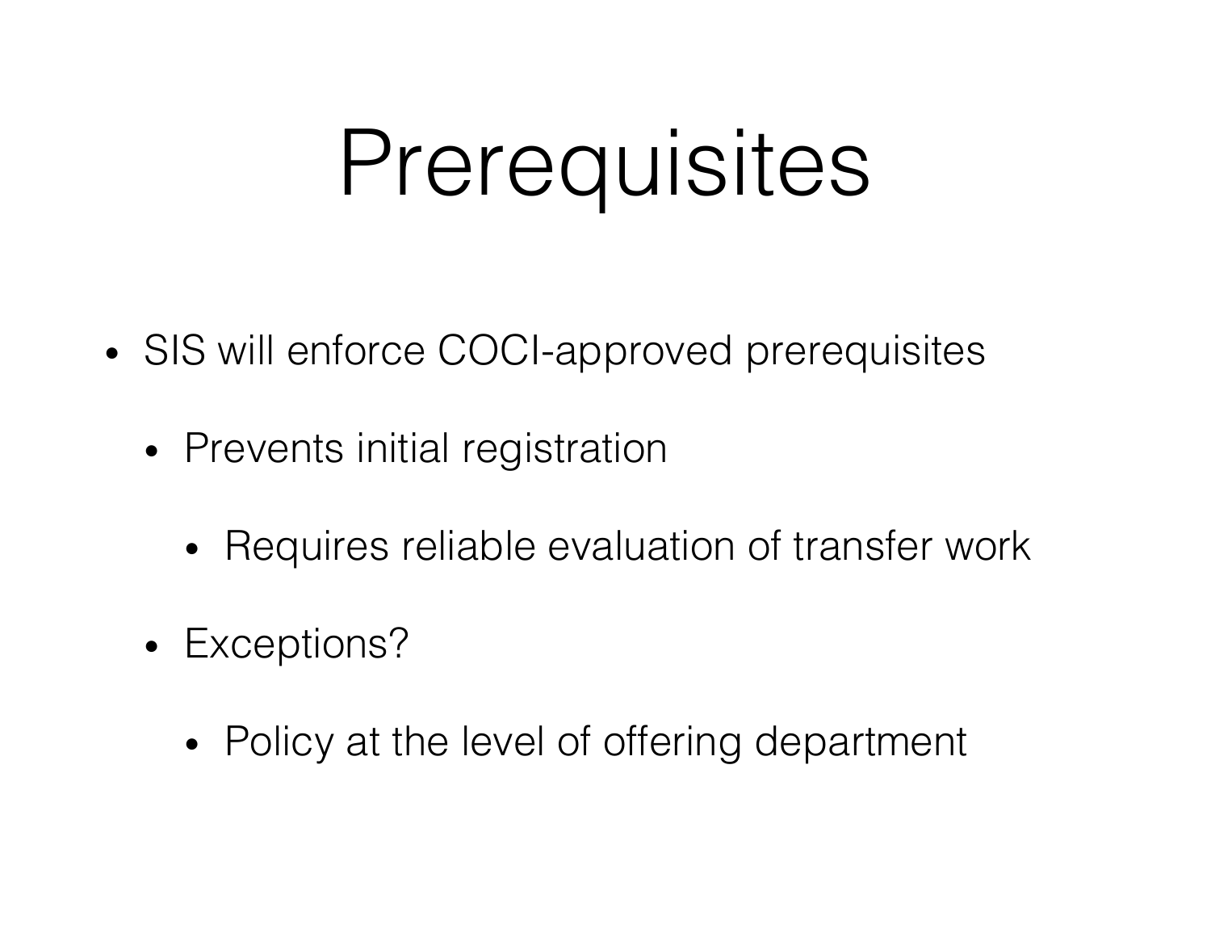# Prerequisites

- SIS will enforce COCI-approved prerequisites
  - Prevents initial registration
    - Requires reliable evaluation of transfer work
  - Exceptions?
    - Policy at the level of offering department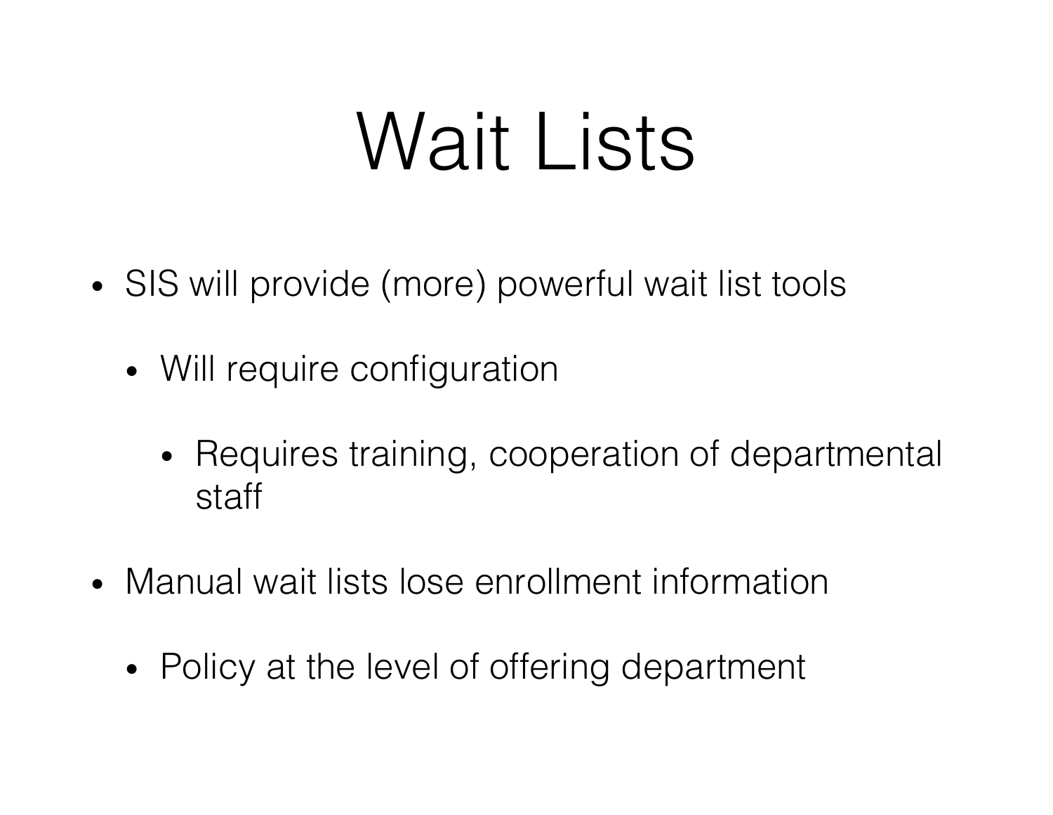# Wait Lists

- SIS will provide (more) powerful wait list tools
  - Will require configuration
    - Requires training, cooperation of departmental staff
- Manual wait lists lose enrollment information
  - Policy at the level of offering department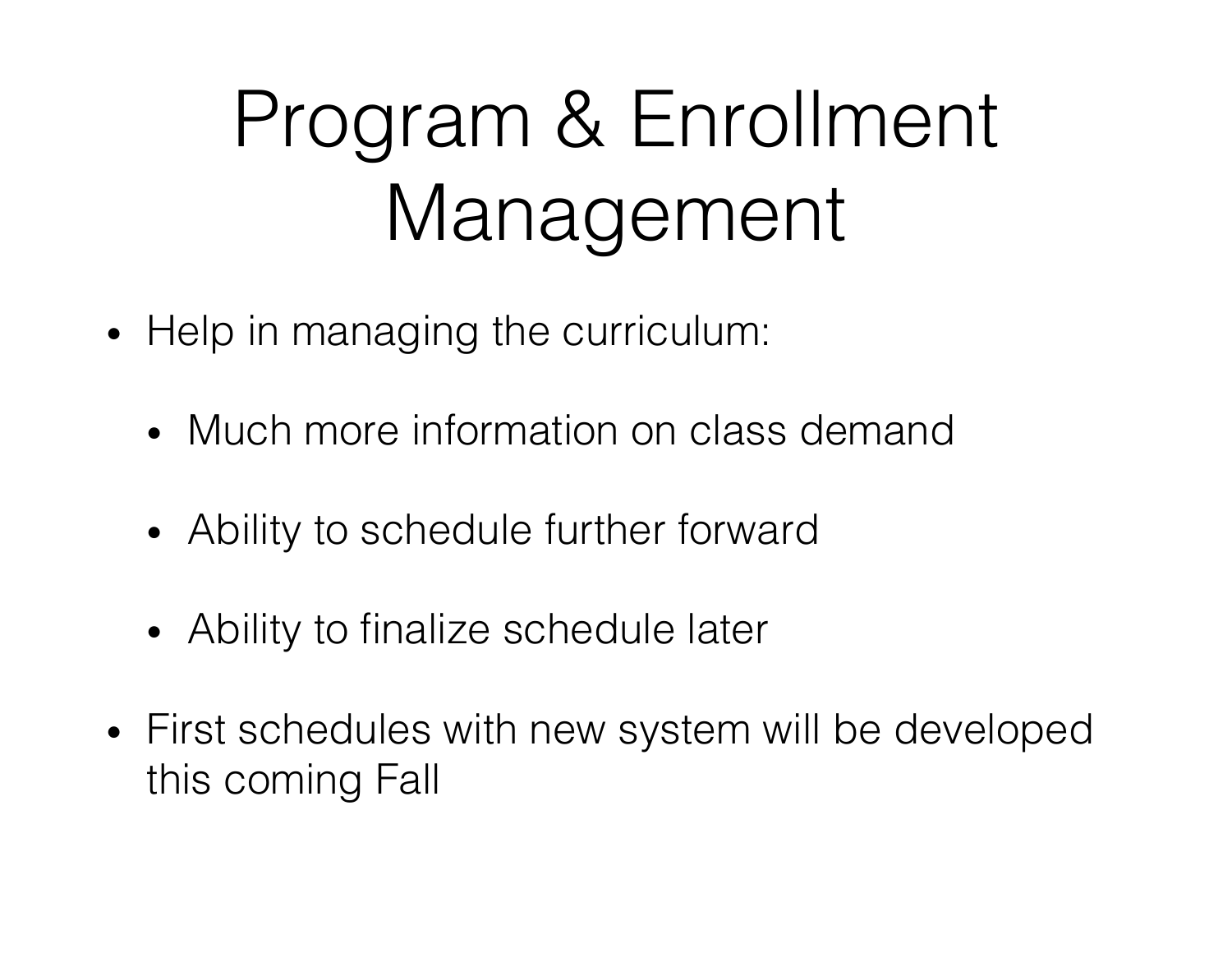# Program & Enrollment Management

- Help in managing the curriculum:
  - Much more information on class demand
  - Ability to schedule further forward
  - Ability to finalize schedule later
- First schedules with new system will be developed this coming Fall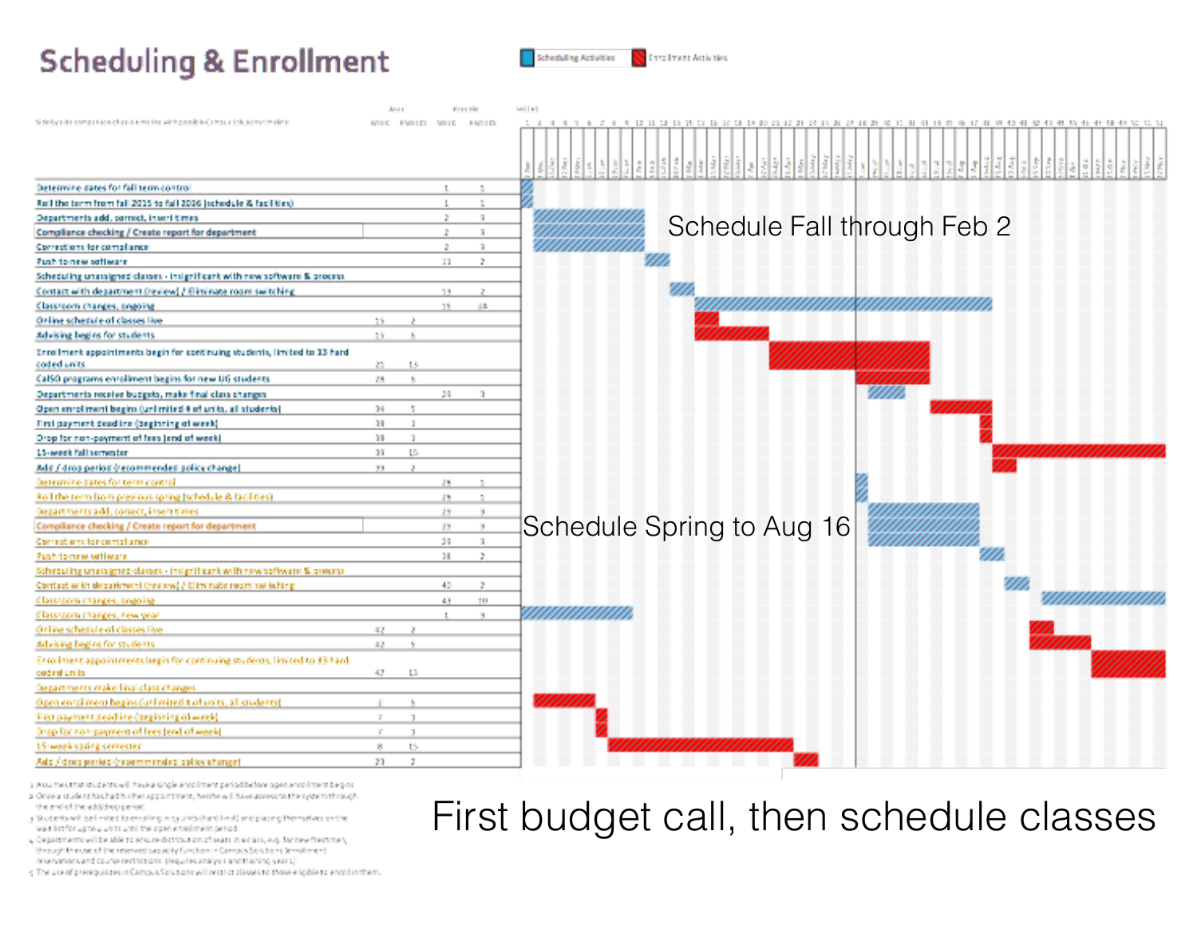# Scheduling & Enrollment

Scheduling Activities | Enrollment Activities

| Task | Avail Week | Avail Weeks | Possible Week | Possible Weeks |
| --- | --- | --- | --- | --- |
| Determine dates for fall term control | | | 1 | 1 |
| Roll the term from fall 2015 to fall 2016 (schedule & facilities) | | | 1 | 1 |
| Departments add, correct, insert times | | | 2 | 9 |
| Compliance checking / Create report for department | | | 2 | 9 |
| Corrections for compliance | | | 2 | 9 |
| Push to new software | | | 11 | 2 |
| Scheduling unassigned classes - insignificant with new software & process | | | | |
| Contact with department (review) / Eliminate room switching | | | 13 | 2 |
| Classroom changes, ongoing | | | 15 | 24 |
| Online schedule of classes live | 15 | 2 | | |
| Advising begins for students | 15 | 6 | | |
| Enrollment appointments begin for continuing students, limited to 13 hard coded units | 21 | 13 | | |
| CalSO programs enrollment begins for new UG students | 28 | 6 | | |
| Departments receive budgets, make final class changes | | | 29 | 3 |
| Open enrollment begins (unlimited # of units, all students) | 34 | 5 | | |
| First payment deadline (beginning of week) | 38 | 1 | | |
| Drop for non-payment of fees (end of week) | 38 | 1 | | |
| 15-week fall semester | 39 | 15 | | |
| Add / drop period (recommended policy change) | 39 | 2 | | |
| Determine dates for term control | | | 28 | 1 |
| Roll the term from previous spring (schedule & facilities) | | | 28 | 1 |
| Departments add, correct, insert times | | | 29 | 9 |
| Compliance checking / Create report for department | | | 29 | 9 |
| Corrections for compliance | | | 29 | 9 |
| Push to new software | | | 38 | 2 |
| Scheduling unassigned classes - insignificant with new software & process | | | | |
| Contact with department (review) / Eliminate room switching | | | 40 | 2 |
| Classroom changes, ongoing | | | 43 | 10 |
| Classroom changes, new year | | | 1 | 9 |
| Online schedule of classes live | 42 | 2 | | |
| Advising begins for students | 42 | 5 | | |
| Enrollment appointments begin for continuing students, limited to 13 hard coded units | 47 | 13 | | |
| Departments make final class changes | | | | |
| Open enrollment begins (unlimited # of units, all students) | 2 | 5 | | |
| First payment deadline (beginning of week) | 7 | 1 | | |
| Drop for non-payment of fees (end of week) | 7 | 1 | | |
| 15-week spring semester | 8 | 15 | | |
| Add / drop period (recommended policy change) | 23 | 2 | | |

Schedule Fall through Feb 2

Schedule Spring to Aug 16

1. Assumes that students will have a single enrollment period before open enrollment begins.
2. Once a student has had their appointment, he/she will have access to the system through the end of the add/drop period.
3. Students will be limited to enrolling in 13 units (hard limit) and placing themselves on the wait list for up to 4 units until the open enrollment period.
4. Departments will be able to ensure distribution of seats in a class, e.g. for new freshmen, through the use of the reserved capacity function in Campus Solutions (enrollment reservations and course restrictions) (requires analysis and training year 1).
5. The use of prerequisites in Campus Solutions will restrict classes to those eligible to enroll in them.

First budget call, then schedule classes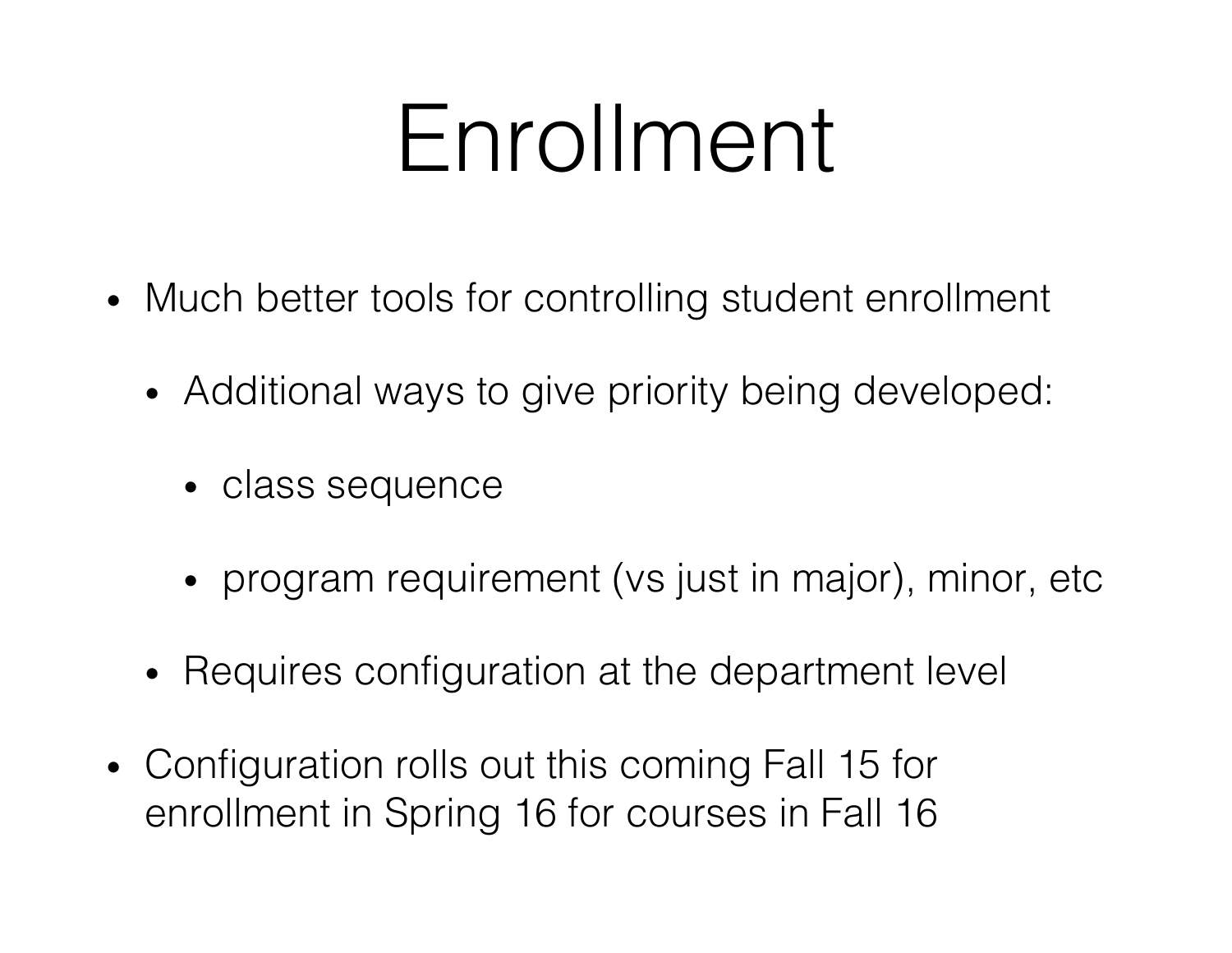# Enrollment

- Much better tools for controlling student enrollment
  - Additional ways to give priority being developed:
    - class sequence
    - program requirement (vs just in major), minor, etc
  - Requires configuration at the department level
- Configuration rolls out this coming Fall 15 for enrollment in Spring 16 for courses in Fall 16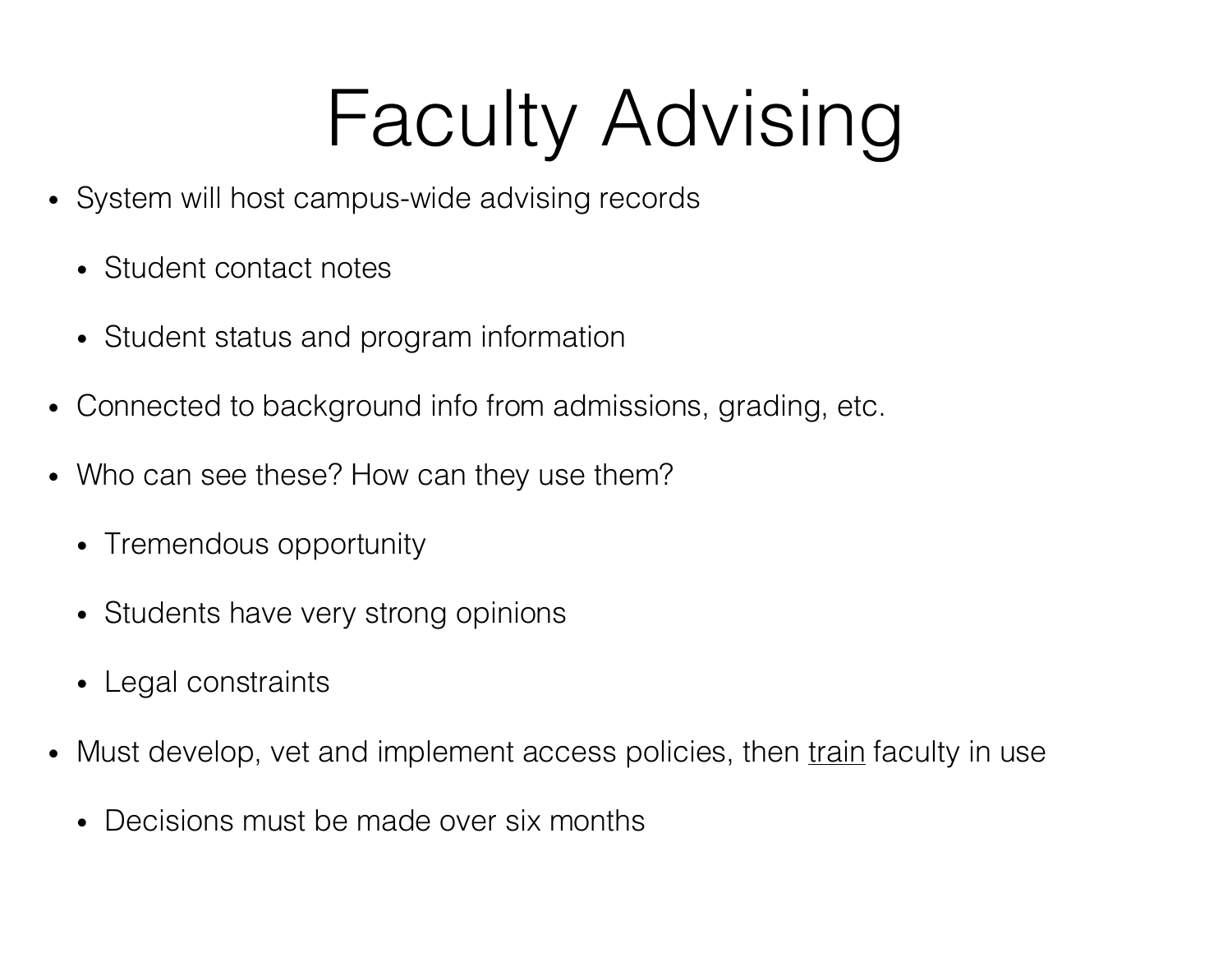# Faculty Advising

- System will host campus-wide advising records
  - Student contact notes
  - Student status and program information
- Connected to background info from admissions, grading, etc.
- Who can see these? How can they use them?
  - Tremendous opportunity
  - Students have very strong opinions
  - Legal constraints
- Must develop, vet and implement access policies, then <u>train</u> faculty in use
  - Decisions must be made over six months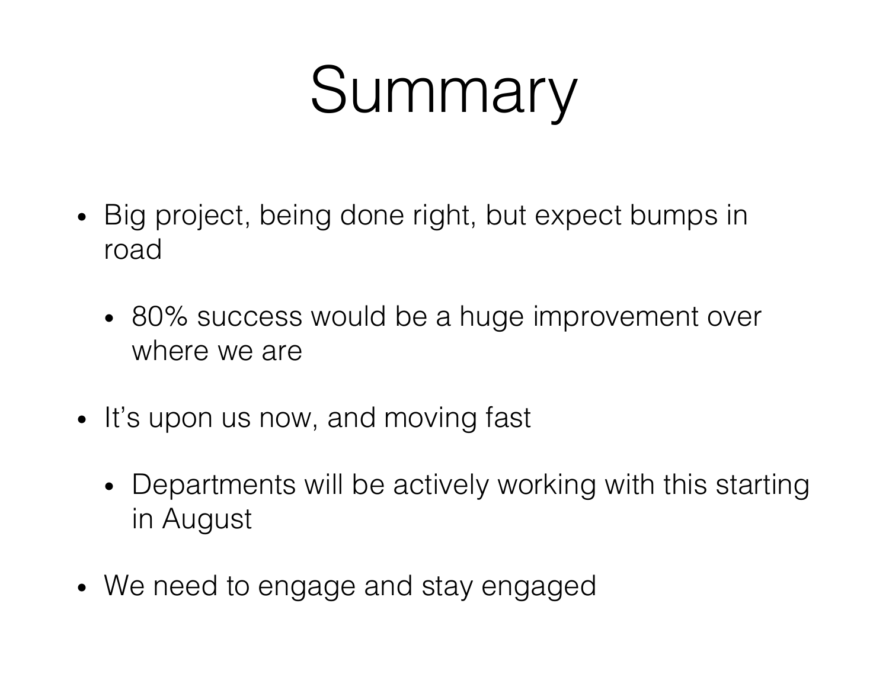# Summary

- Big project, being done right, but expect bumps in road
    - 80% success would be a huge improvement over where we are
- It's upon us now, and moving fast
    - Departments will be actively working with this starting in August
- We need to engage and stay engaged